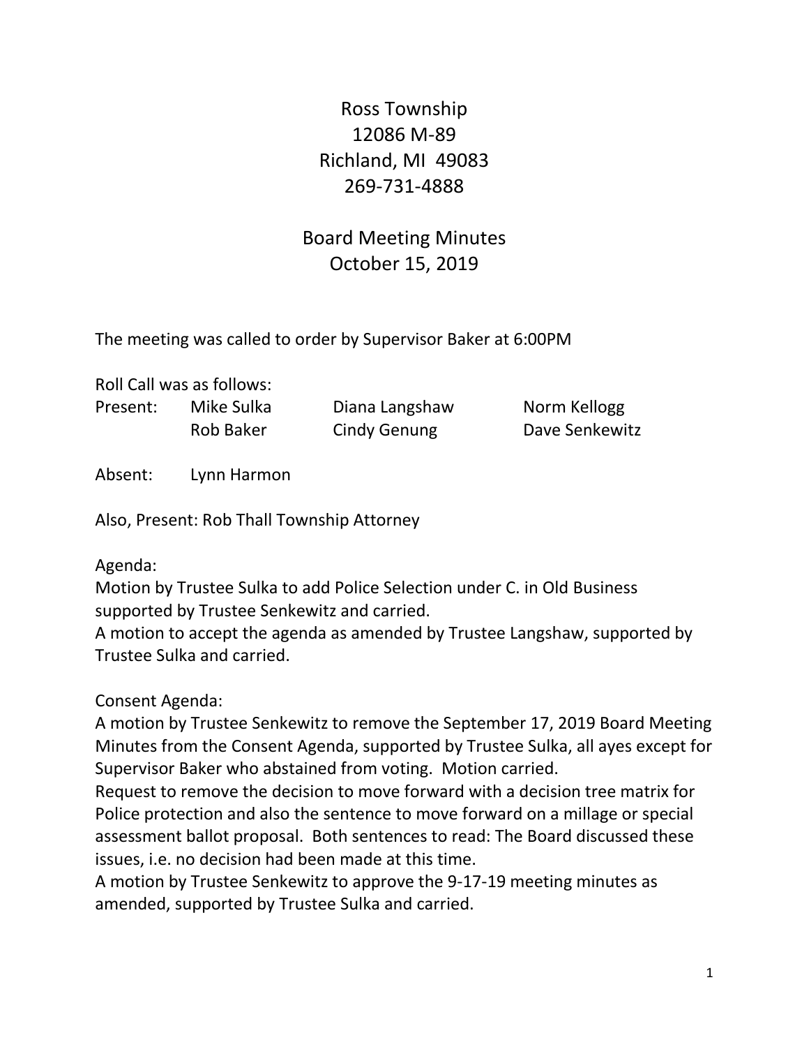# Ross Township
12086 M-89
Richland, MI 49083
269-731-4888

## Board Meeting Minutes
October 15, 2019

The meeting was called to order by Supervisor Baker at 6:00PM

Roll Call was as follows:

| Present: | Mike Sulka | Diana Langshaw | Norm Kellogg |
|---|---|---|---|
| | Rob Baker | Cindy Genung | Dave Senkewitz |

Absent: Lynn Harmon

Also, Present: Rob Thall Township Attorney

Agenda:
Motion by Trustee Sulka to add Police Selection under C. in Old Business supported by Trustee Senkewitz and carried.
A motion to accept the agenda as amended by Trustee Langshaw, supported by Trustee Sulka and carried.

Consent Agenda:
A motion by Trustee Senkewitz to remove the September 17, 2019 Board Meeting Minutes from the Consent Agenda, supported by Trustee Sulka, all ayes except for Supervisor Baker who abstained from voting. Motion carried.
Request to remove the decision to move forward with a decision tree matrix for Police protection and also the sentence to move forward on a millage or special assessment ballot proposal. Both sentences to read: The Board discussed these issues, i.e. no decision had been made at this time.
A motion by Trustee Senkewitz to approve the 9-17-19 meeting minutes as amended, supported by Trustee Sulka and carried.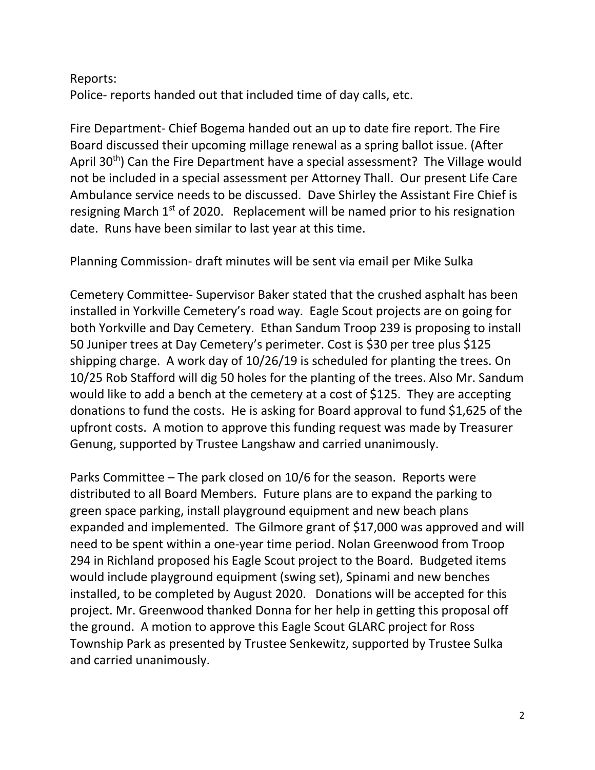Reports:
Police- reports handed out that included time of day calls, etc.

Fire Department- Chief Bogema handed out an up to date fire report. The Fire Board discussed their upcoming millage renewal as a spring ballot issue. (After April 30th) Can the Fire Department have a special assessment? The Village would not be included in a special assessment per Attorney Thall. Our present Life Care Ambulance service needs to be discussed. Dave Shirley the Assistant Fire Chief is resigning March 1st of 2020. Replacement will be named prior to his resignation date. Runs have been similar to last year at this time.

Planning Commission- draft minutes will be sent via email per Mike Sulka

Cemetery Committee- Supervisor Baker stated that the crushed asphalt has been installed in Yorkville Cemetery's road way. Eagle Scout projects are on going for both Yorkville and Day Cemetery. Ethan Sandum Troop 239 is proposing to install 50 Juniper trees at Day Cemetery's perimeter. Cost is $30 per tree plus $125 shipping charge. A work day of 10/26/19 is scheduled for planting the trees. On 10/25 Rob Stafford will dig 50 holes for the planting of the trees. Also Mr. Sandum would like to add a bench at the cemetery at a cost of $125. They are accepting donations to fund the costs. He is asking for Board approval to fund $1,625 of the upfront costs. A motion to approve this funding request was made by Treasurer Genung, supported by Trustee Langshaw and carried unanimously.

Parks Committee – The park closed on 10/6 for the season. Reports were distributed to all Board Members. Future plans are to expand the parking to green space parking, install playground equipment and new beach plans expanded and implemented. The Gilmore grant of $17,000 was approved and will need to be spent within a one-year time period. Nolan Greenwood from Troop 294 in Richland proposed his Eagle Scout project to the Board. Budgeted items would include playground equipment (swing set), Spinami and new benches installed, to be completed by August 2020. Donations will be accepted for this project. Mr. Greenwood thanked Donna for her help in getting this proposal off the ground. A motion to approve this Eagle Scout GLARC project for Ross Township Park as presented by Trustee Senkewitz, supported by Trustee Sulka and carried unanimously.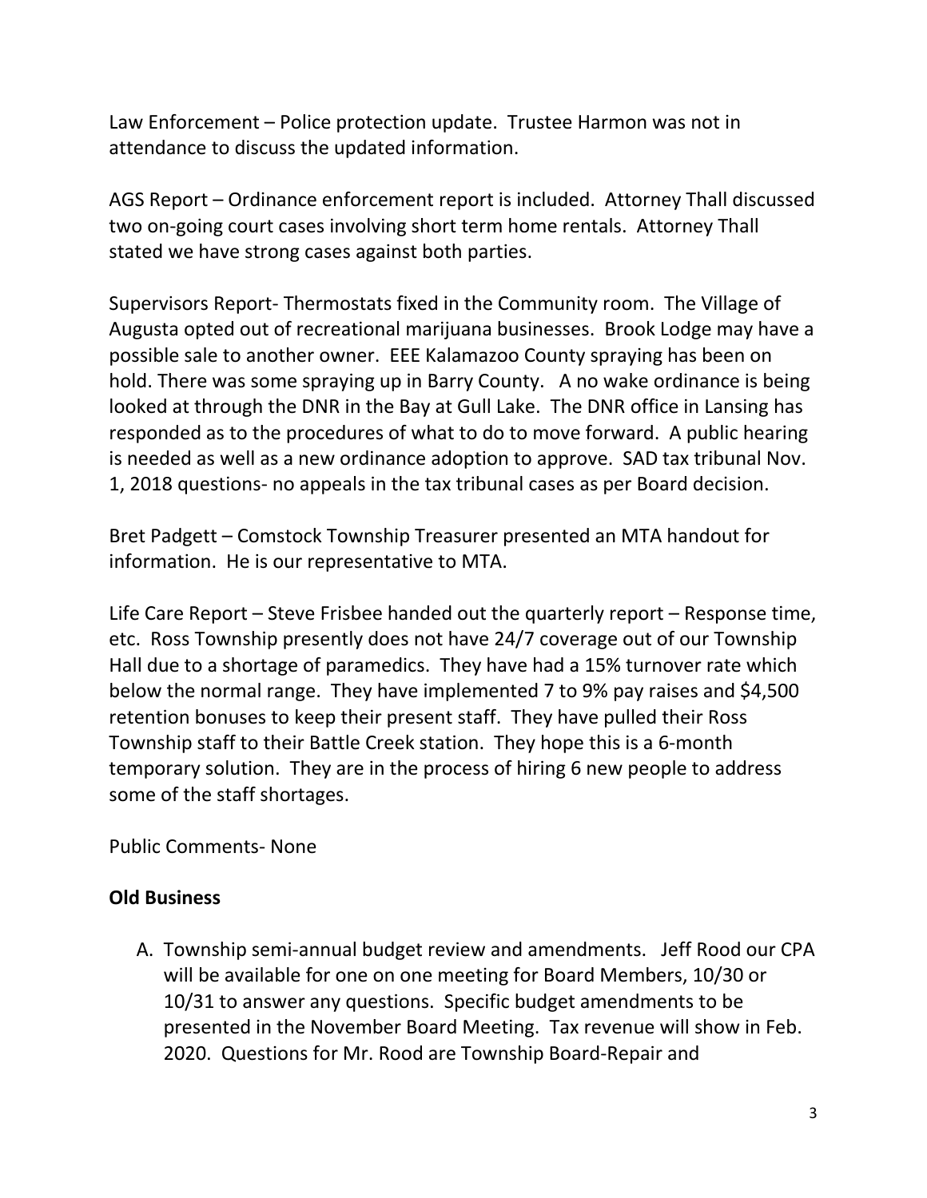Law Enforcement – Police protection update. Trustee Harmon was not in attendance to discuss the updated information.

AGS Report – Ordinance enforcement report is included. Attorney Thall discussed two on-going court cases involving short term home rentals. Attorney Thall stated we have strong cases against both parties.

Supervisors Report- Thermostats fixed in the Community room. The Village of Augusta opted out of recreational marijuana businesses. Brook Lodge may have a possible sale to another owner. EEE Kalamazoo County spraying has been on hold. There was some spraying up in Barry County. A no wake ordinance is being looked at through the DNR in the Bay at Gull Lake. The DNR office in Lansing has responded as to the procedures of what to do to move forward. A public hearing is needed as well as a new ordinance adoption to approve. SAD tax tribunal Nov. 1, 2018 questions- no appeals in the tax tribunal cases as per Board decision.

Bret Padgett – Comstock Township Treasurer presented an MTA handout for information. He is our representative to MTA.

Life Care Report – Steve Frisbee handed out the quarterly report – Response time, etc. Ross Township presently does not have 24/7 coverage out of our Township Hall due to a shortage of paramedics. They have had a 15% turnover rate which below the normal range. They have implemented 7 to 9% pay raises and $4,500 retention bonuses to keep their present staff. They have pulled their Ross Township staff to their Battle Creek station. They hope this is a 6-month temporary solution. They are in the process of hiring 6 new people to address some of the staff shortages.

Public Comments- None

**Old Business**

A. Township semi-annual budget review and amendments. Jeff Rood our CPA will be available for one on one meeting for Board Members, 10/30 or 10/31 to answer any questions. Specific budget amendments to be presented in the November Board Meeting. Tax revenue will show in Feb. 2020. Questions for Mr. Rood are Township Board-Repair and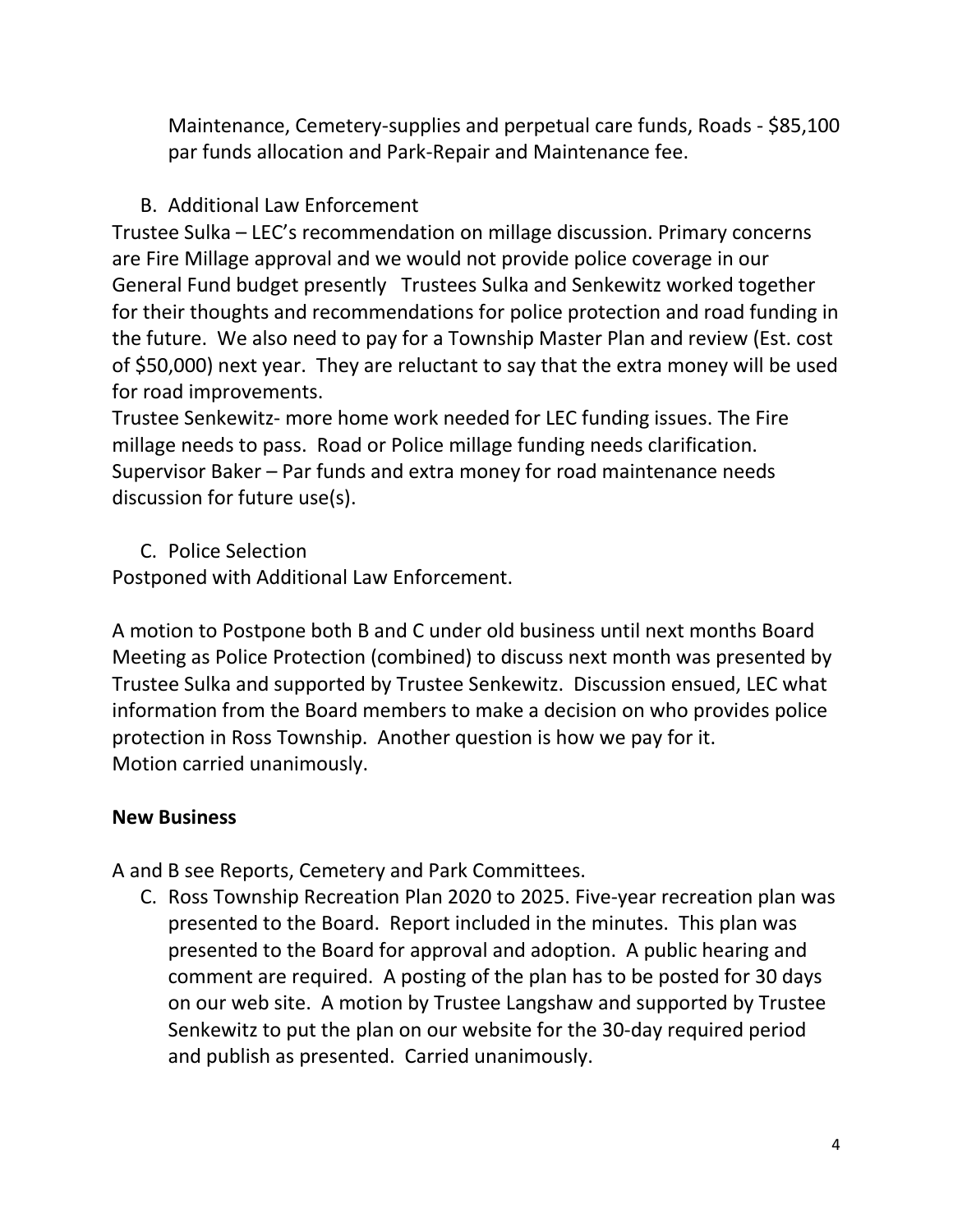Maintenance, Cemetery-supplies and perpetual care funds, Roads - $85,100 par funds allocation and Park-Repair and Maintenance fee.

B. Additional Law Enforcement

Trustee Sulka – LEC's recommendation on millage discussion. Primary concerns are Fire Millage approval and we would not provide police coverage in our General Fund budget presently  Trustees Sulka and Senkewitz worked together for their thoughts and recommendations for police protection and road funding in the future. We also need to pay for a Township Master Plan and review (Est. cost of $50,000) next year. They are reluctant to say that the extra money will be used for road improvements.

Trustee Senkewitz- more home work needed for LEC funding issues. The Fire millage needs to pass. Road or Police millage funding needs clarification.

Supervisor Baker – Par funds and extra money for road maintenance needs discussion for future use(s).

C. Police Selection

Postponed with Additional Law Enforcement.

A motion to Postpone both B and C under old business until next months Board Meeting as Police Protection (combined) to discuss next month was presented by Trustee Sulka and supported by Trustee Senkewitz. Discussion ensued, LEC what information from the Board members to make a decision on who provides police protection in Ross Township. Another question is how we pay for it.
Motion carried unanimously.

**New Business**

A and B see Reports, Cemetery and Park Committees.

C. Ross Township Recreation Plan 2020 to 2025. Five-year recreation plan was presented to the Board. Report included in the minutes. This plan was presented to the Board for approval and adoption. A public hearing and comment are required. A posting of the plan has to be posted for 30 days on our web site. A motion by Trustee Langshaw and supported by Trustee Senkewitz to put the plan on our website for the 30-day required period and publish as presented. Carried unanimously.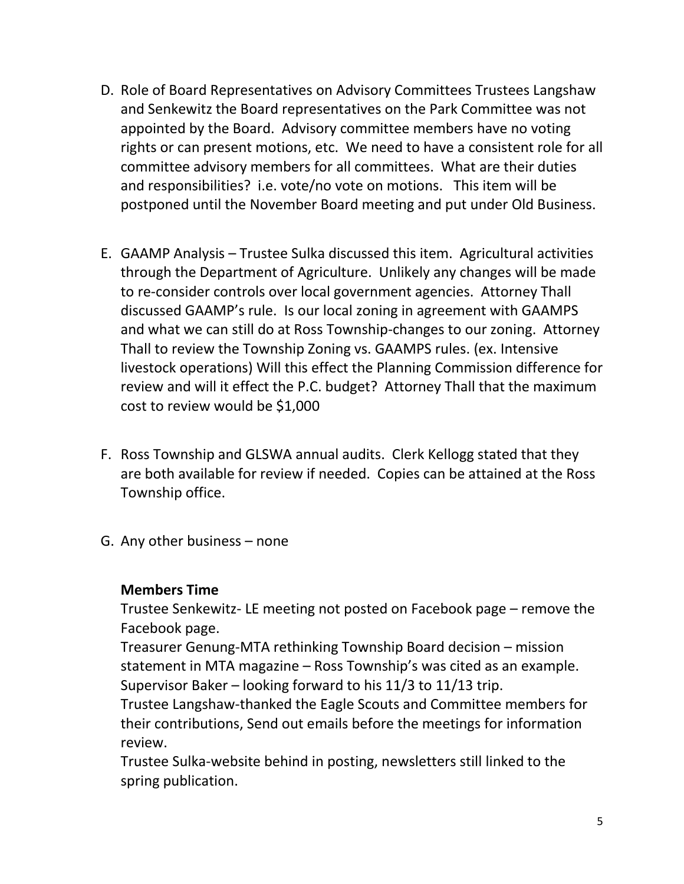D. Role of Board Representatives on Advisory Committees Trustees Langshaw and Senkewitz the Board representatives on the Park Committee was not appointed by the Board. Advisory committee members have no voting rights or can present motions, etc. We need to have a consistent role for all committee advisory members for all committees. What are their duties and responsibilities? i.e. vote/no vote on motions. This item will be postponed until the November Board meeting and put under Old Business.

E. GAAMP Analysis – Trustee Sulka discussed this item. Agricultural activities through the Department of Agriculture. Unlikely any changes will be made to re-consider controls over local government agencies. Attorney Thall discussed GAAMP's rule. Is our local zoning in agreement with GAAMPS and what we can still do at Ross Township-changes to our zoning. Attorney Thall to review the Township Zoning vs. GAAMPS rules. (ex. Intensive livestock operations) Will this effect the Planning Commission difference for review and will it effect the P.C. budget? Attorney Thall that the maximum cost to review would be $1,000

F. Ross Township and GLSWA annual audits. Clerk Kellogg stated that they are both available for review if needed. Copies can be attained at the Ross Township office.

G. Any other business – none

**Members Time**

Trustee Senkewitz- LE meeting not posted on Facebook page – remove the Facebook page.
Treasurer Genung-MTA rethinking Township Board decision – mission statement in MTA magazine – Ross Township's was cited as an example.
Supervisor Baker – looking forward to his 11/3 to 11/13 trip.
Trustee Langshaw-thanked the Eagle Scouts and Committee members for their contributions, Send out emails before the meetings for information review.
Trustee Sulka-website behind in posting, newsletters still linked to the spring publication.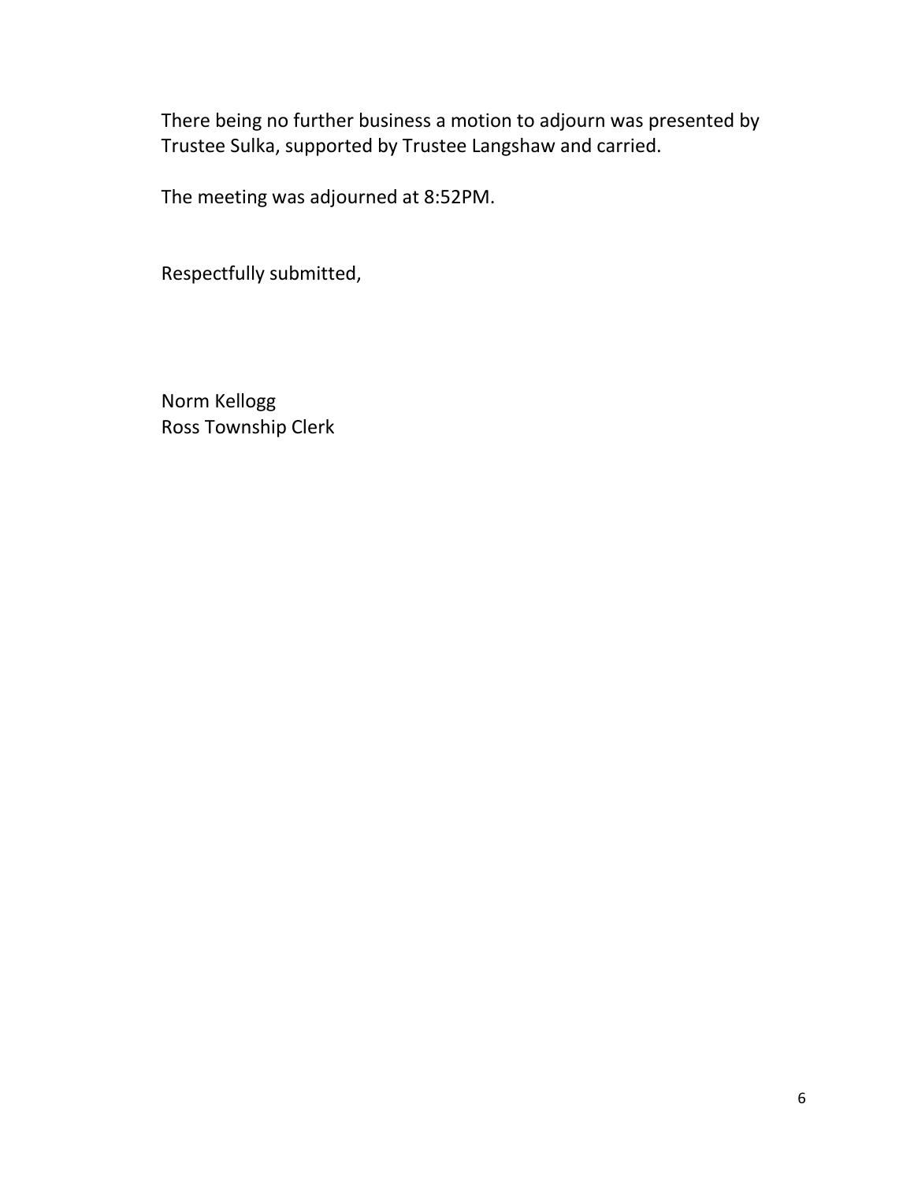There being no further business a motion to adjourn was presented by Trustee Sulka, supported by Trustee Langshaw and carried.

The meeting was adjourned at 8:52PM.

Respectfully submitted,

Norm Kellogg
Ross Township Clerk